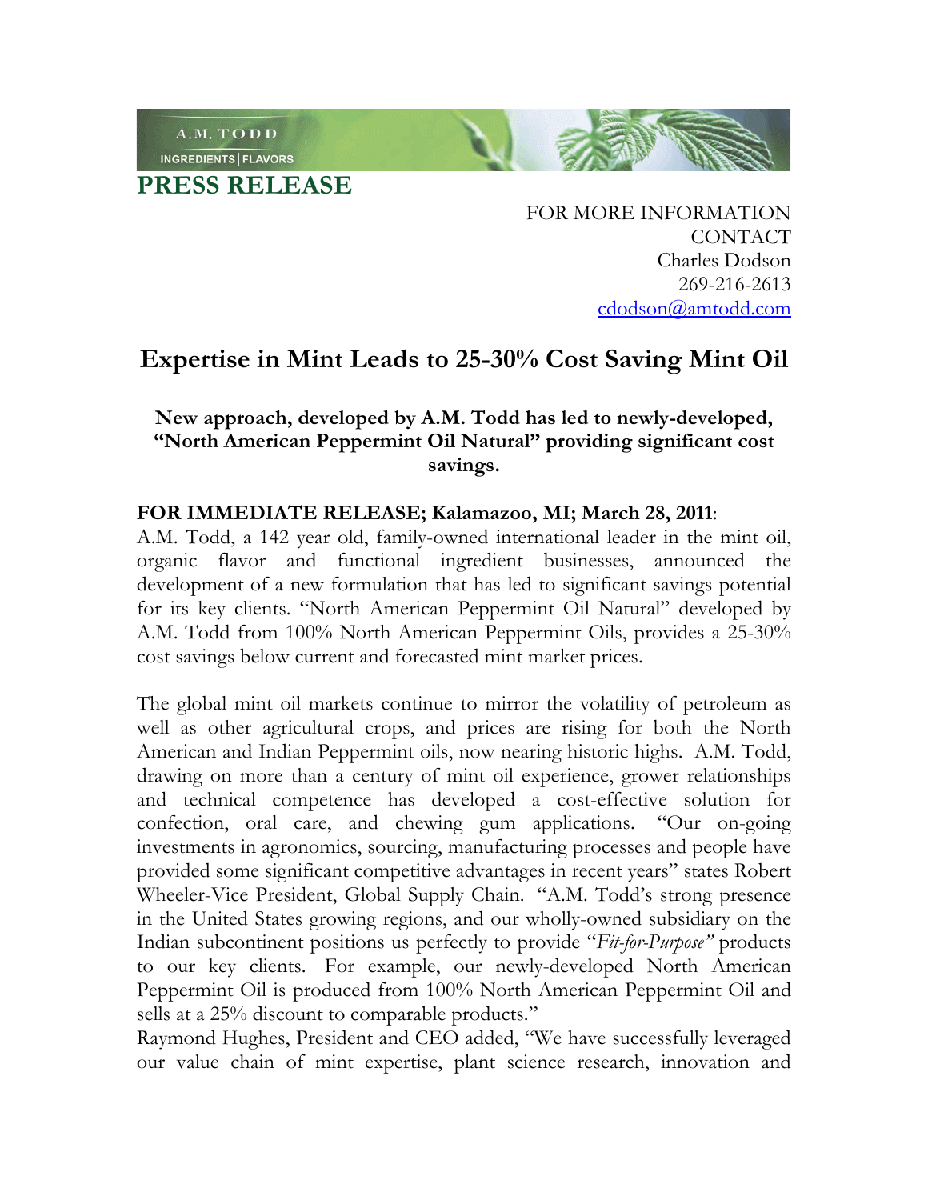A.M. TODD

INGREDIENTS | FLAVORS

# PRESS RELEASE

FOR MORE INFORMATION
CONTACT
Charles Dodson
269-216-2613
cdodson@amtodd.com

## Expertise in Mint Leads to 25-30% Cost Saving Mint Oil

**New approach, developed by A.M. Todd has led to newly-developed, "North American Peppermint Oil Natural" providing significant cost savings.**

**FOR IMMEDIATE RELEASE; Kalamazoo, MI; March 28, 2011**:
A.M. Todd, a 142 year old, family-owned international leader in the mint oil, organic flavor and functional ingredient businesses, announced the development of a new formulation that has led to significant savings potential for its key clients. "North American Peppermint Oil Natural" developed by A.M. Todd from 100% North American Peppermint Oils, provides a 25-30% cost savings below current and forecasted mint market prices.

The global mint oil markets continue to mirror the volatility of petroleum as well as other agricultural crops, and prices are rising for both the North American and Indian Peppermint oils, now nearing historic highs. A.M. Todd, drawing on more than a century of mint oil experience, grower relationships and technical competence has developed a cost-effective solution for confection, oral care, and chewing gum applications. "Our on-going investments in agronomics, sourcing, manufacturing processes and people have provided some significant competitive advantages in recent years" states Robert Wheeler-Vice President, Global Supply Chain. "A.M. Todd's strong presence in the United States growing regions, and our wholly-owned subsidiary on the Indian subcontinent positions us perfectly to provide "*Fit-for-Purpose"* products to our key clients. For example, our newly-developed North American Peppermint Oil is produced from 100% North American Peppermint Oil and sells at a 25% discount to comparable products."
Raymond Hughes, President and CEO added, "We have successfully leveraged our value chain of mint expertise, plant science research, innovation and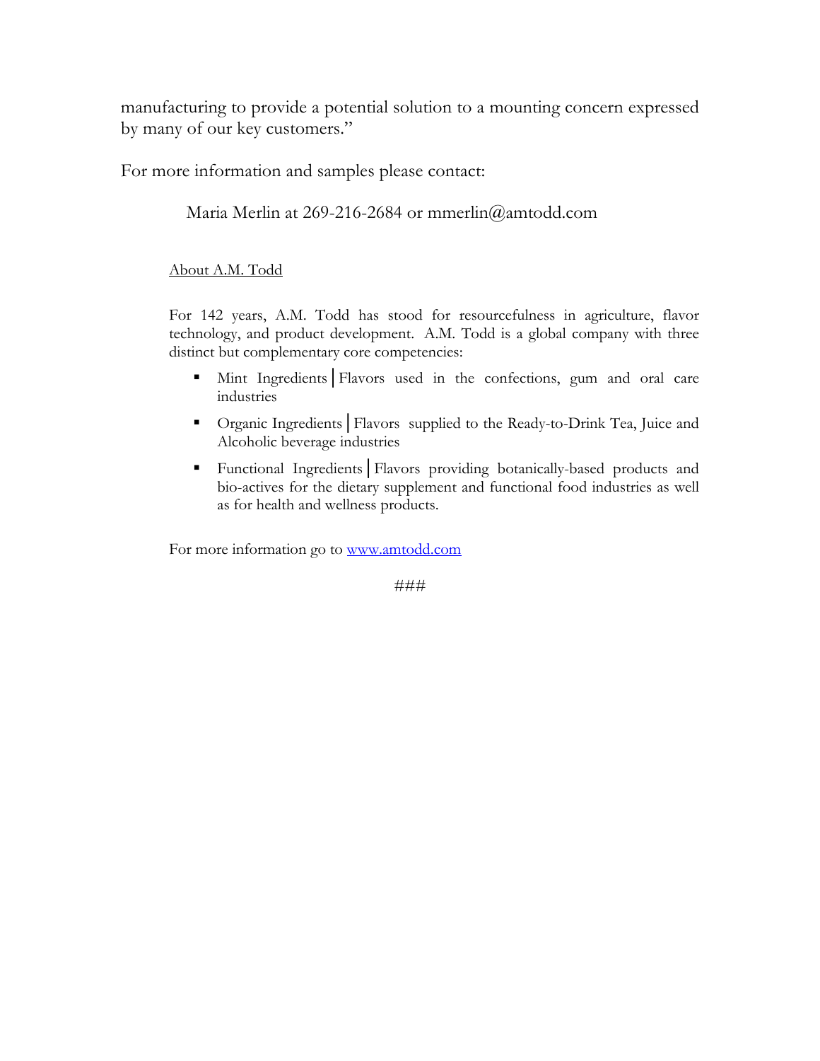manufacturing to provide a potential solution to a mounting concern expressed by many of our key customers."

For more information and samples please contact:

Maria Merlin at 269-216-2684 or mmerlin@amtodd.com

About A.M. Todd

For 142 years, A.M. Todd has stood for resourcefulness in agriculture, flavor technology, and product development. A.M. Todd is a global company with three distinct but complementary core competencies:

- Mint Ingredients│Flavors used in the confections, gum and oral care industries
- Organic Ingredients│Flavors supplied to the Ready-to-Drink Tea, Juice and Alcoholic beverage industries
- Functional Ingredients│Flavors providing botanically-based products and bio-actives for the dietary supplement and functional food industries as well as for health and wellness products.

For more information go to [www.amtodd.com](http://www.amtodd.com)

###